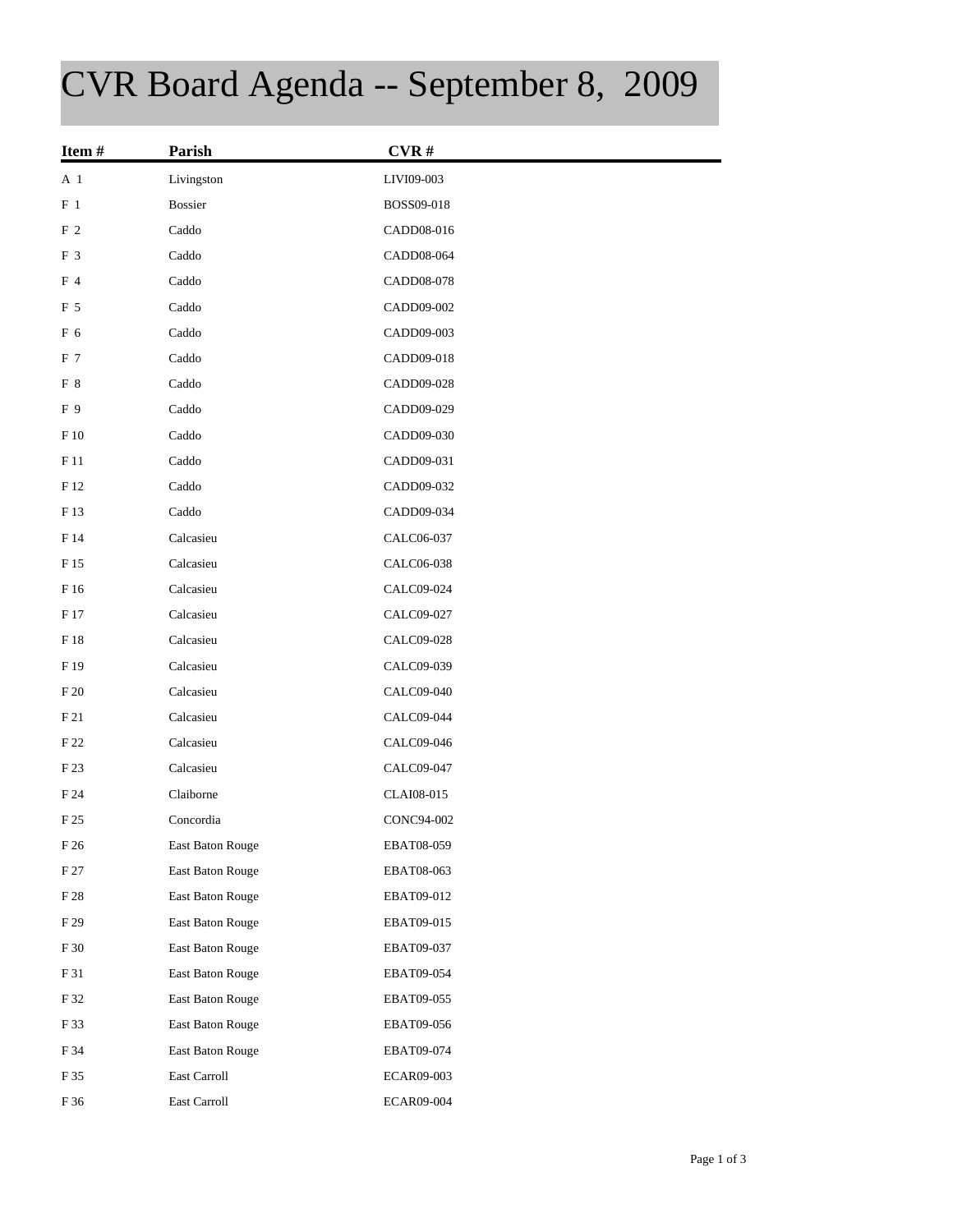# CVR Board Agenda -- September 8, 2009

| Item # | Parish | CVR # |
|---|---|---|
| A 1 | Livingston | LIVI09-003 |
| F 1 | Bossier | BOSS09-018 |
| F 2 | Caddo | CADD08-016 |
| F 3 | Caddo | CADD08-064 |
| F 4 | Caddo | CADD08-078 |
| F 5 | Caddo | CADD09-002 |
| F 6 | Caddo | CADD09-003 |
| F 7 | Caddo | CADD09-018 |
| F 8 | Caddo | CADD09-028 |
| F 9 | Caddo | CADD09-029 |
| F 10 | Caddo | CADD09-030 |
| F 11 | Caddo | CADD09-031 |
| F 12 | Caddo | CADD09-032 |
| F 13 | Caddo | CADD09-034 |
| F 14 | Calcasieu | CALC06-037 |
| F 15 | Calcasieu | CALC06-038 |
| F 16 | Calcasieu | CALC09-024 |
| F 17 | Calcasieu | CALC09-027 |
| F 18 | Calcasieu | CALC09-028 |
| F 19 | Calcasieu | CALC09-039 |
| F 20 | Calcasieu | CALC09-040 |
| F 21 | Calcasieu | CALC09-044 |
| F 22 | Calcasieu | CALC09-046 |
| F 23 | Calcasieu | CALC09-047 |
| F 24 | Claiborne | CLAI08-015 |
| F 25 | Concordia | CONC94-002 |
| F 26 | East Baton Rouge | EBAT08-059 |
| F 27 | East Baton Rouge | EBAT08-063 |
| F 28 | East Baton Rouge | EBAT09-012 |
| F 29 | East Baton Rouge | EBAT09-015 |
| F 30 | East Baton Rouge | EBAT09-037 |
| F 31 | East Baton Rouge | EBAT09-054 |
| F 32 | East Baton Rouge | EBAT09-055 |
| F 33 | East Baton Rouge | EBAT09-056 |
| F 34 | East Baton Rouge | EBAT09-074 |
| F 35 | East Carroll | ECAR09-003 |
| F 36 | East Carroll | ECAR09-004 |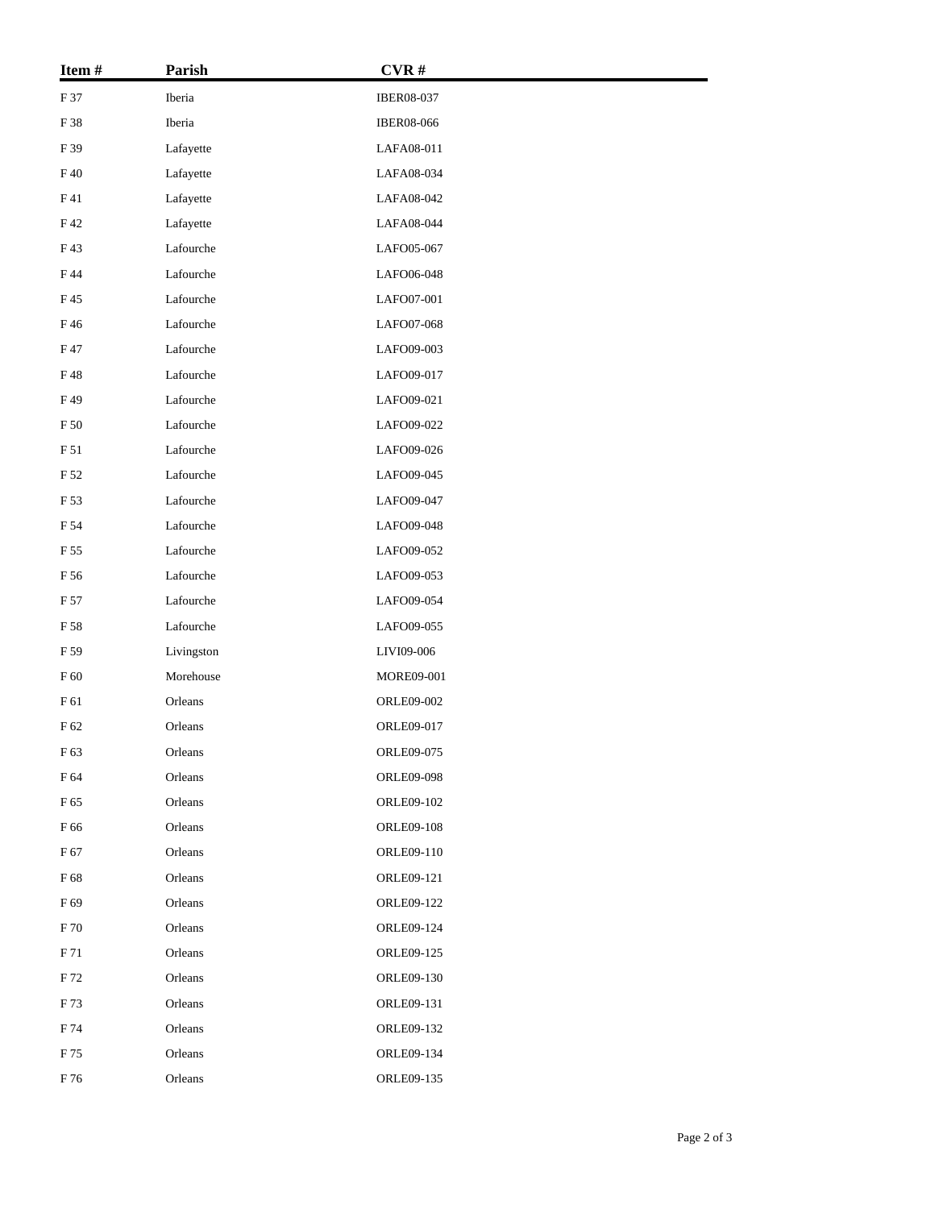| Item # | Parish | CVR # |
|---|---|---|
| F 37 | Iberia | IBER08-037 |
| F 38 | Iberia | IBER08-066 |
| F 39 | Lafayette | LAFA08-011 |
| F 40 | Lafayette | LAFA08-034 |
| F 41 | Lafayette | LAFA08-042 |
| F 42 | Lafayette | LAFA08-044 |
| F 43 | Lafourche | LAFO05-067 |
| F 44 | Lafourche | LAFO06-048 |
| F 45 | Lafourche | LAFO07-001 |
| F 46 | Lafourche | LAFO07-068 |
| F 47 | Lafourche | LAFO09-003 |
| F 48 | Lafourche | LAFO09-017 |
| F 49 | Lafourche | LAFO09-021 |
| F 50 | Lafourche | LAFO09-022 |
| F 51 | Lafourche | LAFO09-026 |
| F 52 | Lafourche | LAFO09-045 |
| F 53 | Lafourche | LAFO09-047 |
| F 54 | Lafourche | LAFO09-048 |
| F 55 | Lafourche | LAFO09-052 |
| F 56 | Lafourche | LAFO09-053 |
| F 57 | Lafourche | LAFO09-054 |
| F 58 | Lafourche | LAFO09-055 |
| F 59 | Livingston | LIVI09-006 |
| F 60 | Morehouse | MORE09-001 |
| F 61 | Orleans | ORLE09-002 |
| F 62 | Orleans | ORLE09-017 |
| F 63 | Orleans | ORLE09-075 |
| F 64 | Orleans | ORLE09-098 |
| F 65 | Orleans | ORLE09-102 |
| F 66 | Orleans | ORLE09-108 |
| F 67 | Orleans | ORLE09-110 |
| F 68 | Orleans | ORLE09-121 |
| F 69 | Orleans | ORLE09-122 |
| F 70 | Orleans | ORLE09-124 |
| F 71 | Orleans | ORLE09-125 |
| F 72 | Orleans | ORLE09-130 |
| F 73 | Orleans | ORLE09-131 |
| F 74 | Orleans | ORLE09-132 |
| F 75 | Orleans | ORLE09-134 |
| F 76 | Orleans | ORLE09-135 |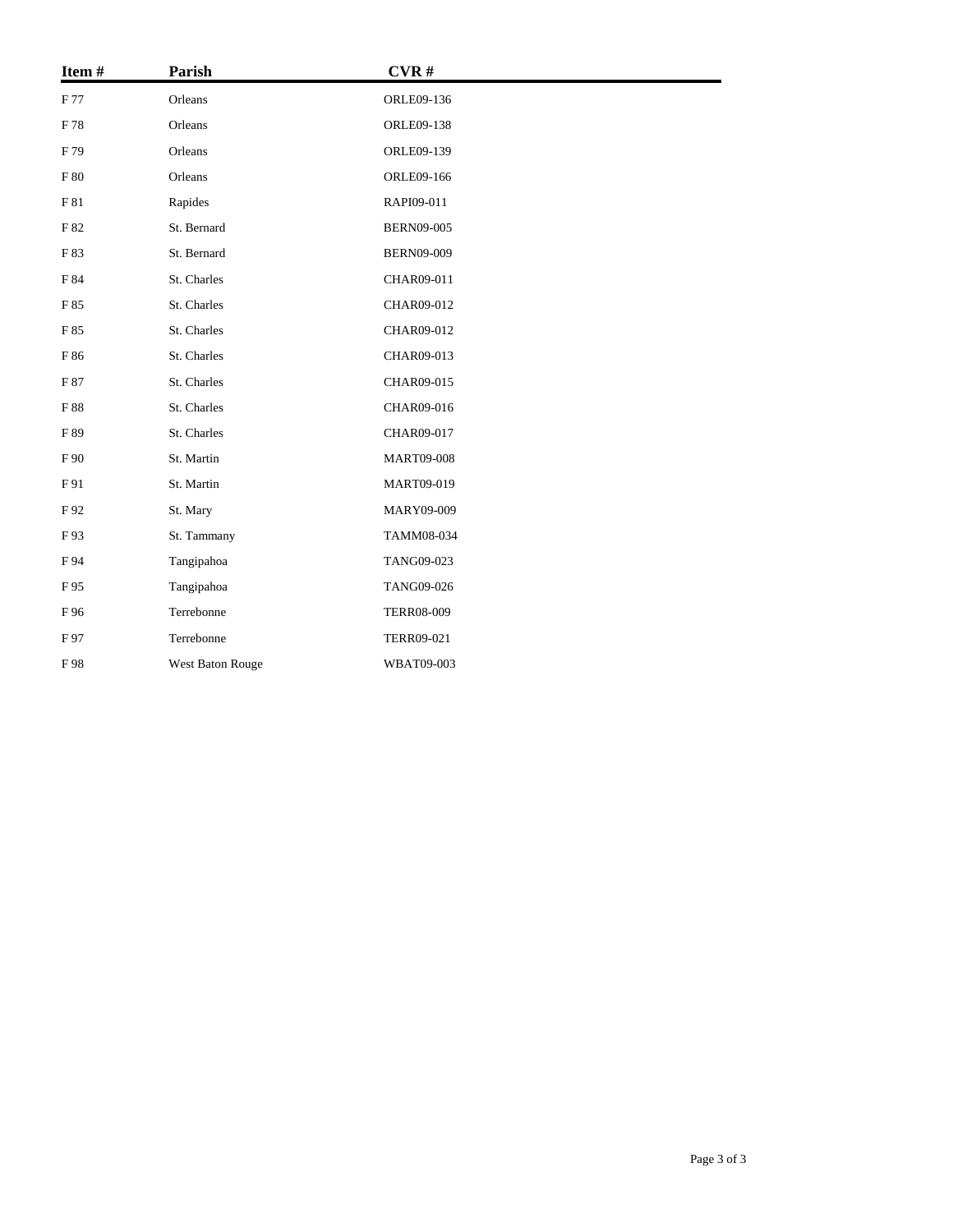| Item # | Parish | CVR # |
| --- | --- | --- |
| F 77 | Orleans | ORLE09-136 |
| F 78 | Orleans | ORLE09-138 |
| F 79 | Orleans | ORLE09-139 |
| F 80 | Orleans | ORLE09-166 |
| F 81 | Rapides | RAPI09-011 |
| F 82 | St. Bernard | BERN09-005 |
| F 83 | St. Bernard | BERN09-009 |
| F 84 | St. Charles | CHAR09-011 |
| F 85 | St. Charles | CHAR09-012 |
| F 85 | St. Charles | CHAR09-012 |
| F 86 | St. Charles | CHAR09-013 |
| F 87 | St. Charles | CHAR09-015 |
| F 88 | St. Charles | CHAR09-016 |
| F 89 | St. Charles | CHAR09-017 |
| F 90 | St. Martin | MART09-008 |
| F 91 | St. Martin | MART09-019 |
| F 92 | St. Mary | MARY09-009 |
| F 93 | St. Tammany | TAMM08-034 |
| F 94 | Tangipahoa | TANG09-023 |
| F 95 | Tangipahoa | TANG09-026 |
| F 96 | Terrebonne | TERR08-009 |
| F 97 | Terrebonne | TERR09-021 |
| F 98 | West Baton Rouge | WBAT09-003 |